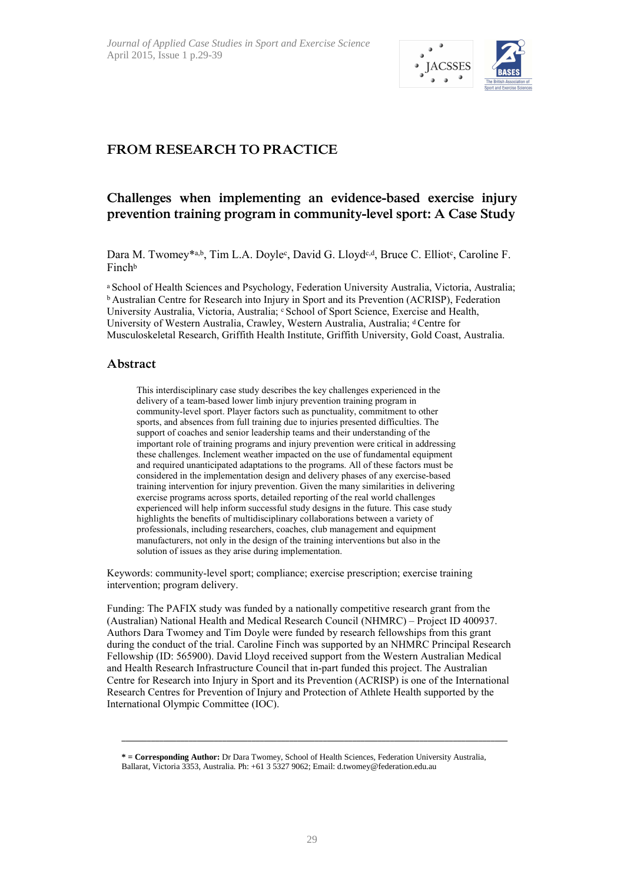## FROM RESEARCH TO PRACTICE

# Challenges when implementing an evidence-based exercise injury prevention training program in community-level sport: A Case Study

Dara M. Twomey*[a,b], Tim L.A. Doyle[c], David G. Lloyd[c,d], Bruce C. Elliot[c], Caroline F. Finch[b]

[a] School of Health Sciences and Psychology, Federation University Australia, Victoria, Australia; [b] Australian Centre for Research into Injury in Sport and its Prevention (ACRISP), Federation University Australia, Victoria, Australia; [c] School of Sport Science, Exercise and Health, University of Western Australia, Crawley, Western Australia, Australia; [d] Centre for Musculoskeletal Research, Griffith Health Institute, Griffith University, Gold Coast, Australia.

## Abstract

This interdisciplinary case study describes the key challenges experienced in the delivery of a team-based lower limb injury prevention training program in community-level sport. Player factors such as punctuality, commitment to other sports, and absences from full training due to injuries presented difficulties. The support of coaches and senior leadership teams and their understanding of the important role of training programs and injury prevention were critical in addressing these challenges. Inclement weather impacted on the use of fundamental equipment and required unanticipated adaptations to the programs. All of these factors must be considered in the implementation design and delivery phases of any exercise-based training intervention for injury prevention. Given the many similarities in delivering exercise programs across sports, detailed reporting of the real world challenges experienced will help inform successful study designs in the future. This case study highlights the benefits of multidisciplinary collaborations between a variety of professionals, including researchers, coaches, club management and equipment manufacturers, not only in the design of the training interventions but also in the solution of issues as they arise during implementation.

Keywords: community-level sport; compliance; exercise prescription; exercise training intervention; program delivery.

Funding: The PAFIX study was funded by a nationally competitive research grant from the (Australian) National Health and Medical Research Council (NHMRC) – Project ID 400937. Authors Dara Twomey and Tim Doyle were funded by research fellowships from this grant during the conduct of the trial. Caroline Finch was supported by an NHMRC Principal Research Fellowship (ID: 565900). David Lloyd received support from the Western Australian Medical and Health Research Infrastructure Council that in-part funded this project. The Australian Centre for Research into Injury in Sport and its Prevention (ACRISP) is one of the International Research Centres for Prevention of Injury and Protection of Athlete Health supported by the International Olympic Committee (IOC).

---

**\* = Corresponding Author:** Dr Dara Twomey, School of Health Sciences, Federation University Australia, Ballarat, Victoria 3353, Australia. Ph: +61 3 5327 9062; Email: d.twomey@federation.edu.au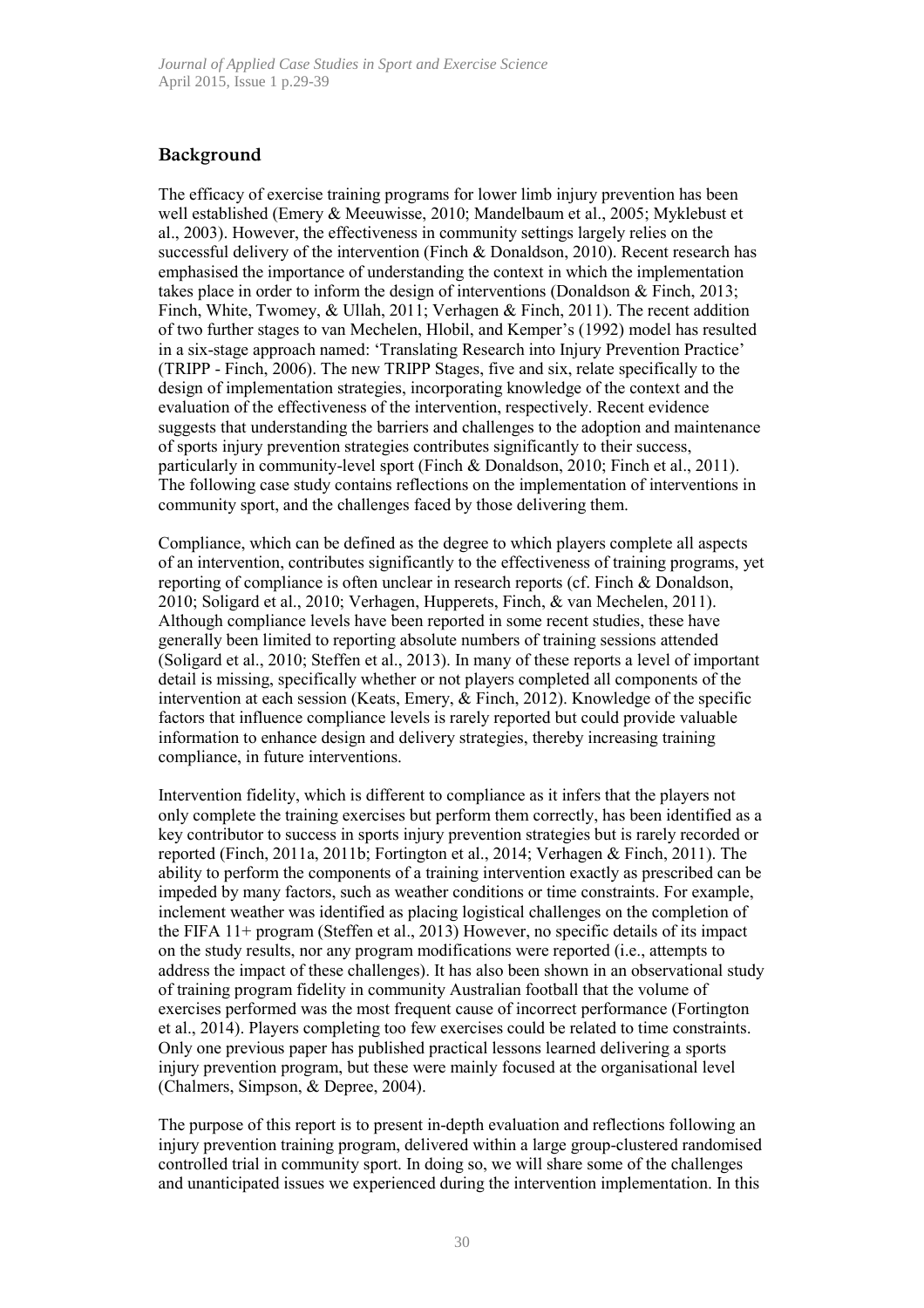## Background

The efficacy of exercise training programs for lower limb injury prevention has been well established (Emery & Meeuwisse, 2010; Mandelbaum et al., 2005; Myklebust et al., 2003). However, the effectiveness in community settings largely relies on the successful delivery of the intervention (Finch & Donaldson, 2010). Recent research has emphasised the importance of understanding the context in which the implementation takes place in order to inform the design of interventions (Donaldson & Finch, 2013; Finch, White, Twomey, & Ullah, 2011; Verhagen & Finch, 2011). The recent addition of two further stages to van Mechelen, Hlobil, and Kemper's (1992) model has resulted in a six-stage approach named: 'Translating Research into Injury Prevention Practice' (TRIPP - Finch, 2006). The new TRIPP Stages, five and six, relate specifically to the design of implementation strategies, incorporating knowledge of the context and the evaluation of the effectiveness of the intervention, respectively. Recent evidence suggests that understanding the barriers and challenges to the adoption and maintenance of sports injury prevention strategies contributes significantly to their success, particularly in community-level sport (Finch & Donaldson, 2010; Finch et al., 2011). The following case study contains reflections on the implementation of interventions in community sport, and the challenges faced by those delivering them.

Compliance, which can be defined as the degree to which players complete all aspects of an intervention, contributes significantly to the effectiveness of training programs, yet reporting of compliance is often unclear in research reports (cf. Finch & Donaldson, 2010; Soligard et al., 2010; Verhagen, Hupperets, Finch, & van Mechelen, 2011). Although compliance levels have been reported in some recent studies, these have generally been limited to reporting absolute numbers of training sessions attended (Soligard et al., 2010; Steffen et al., 2013). In many of these reports a level of important detail is missing, specifically whether or not players completed all components of the intervention at each session (Keats, Emery, & Finch, 2012). Knowledge of the specific factors that influence compliance levels is rarely reported but could provide valuable information to enhance design and delivery strategies, thereby increasing training compliance, in future interventions.

Intervention fidelity, which is different to compliance as it infers that the players not only complete the training exercises but perform them correctly, has been identified as a key contributor to success in sports injury prevention strategies but is rarely recorded or reported (Finch, 2011a, 2011b; Fortington et al., 2014; Verhagen & Finch, 2011). The ability to perform the components of a training intervention exactly as prescribed can be impeded by many factors, such as weather conditions or time constraints. For example, inclement weather was identified as placing logistical challenges on the completion of the FIFA 11+ program (Steffen et al., 2013) However, no specific details of its impact on the study results, nor any program modifications were reported (i.e., attempts to address the impact of these challenges). It has also been shown in an observational study of training program fidelity in community Australian football that the volume of exercises performed was the most frequent cause of incorrect performance (Fortington et al., 2014). Players completing too few exercises could be related to time constraints. Only one previous paper has published practical lessons learned delivering a sports injury prevention program, but these were mainly focused at the organisational level (Chalmers, Simpson, & Depree, 2004).

The purpose of this report is to present in-depth evaluation and reflections following an injury prevention training program, delivered within a large group-clustered randomised controlled trial in community sport. In doing so, we will share some of the challenges and unanticipated issues we experienced during the intervention implementation. In this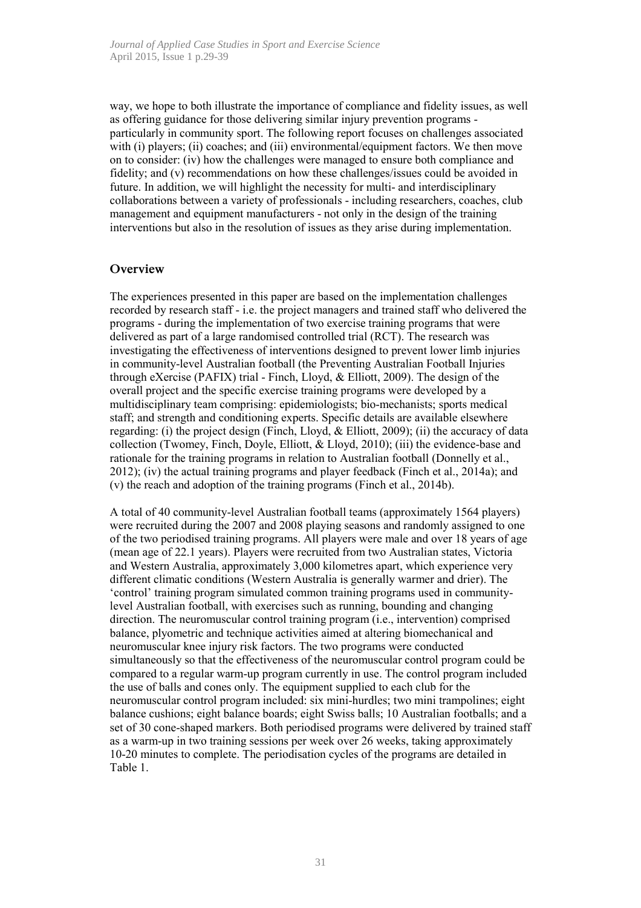way, we hope to both illustrate the importance of compliance and fidelity issues, as well as offering guidance for those delivering similar injury prevention programs - particularly in community sport. The following report focuses on challenges associated with (i) players; (ii) coaches; and (iii) environmental/equipment factors. We then move on to consider: (iv) how the challenges were managed to ensure both compliance and fidelity; and (v) recommendations on how these challenges/issues could be avoided in future. In addition, we will highlight the necessity for multi- and interdisciplinary collaborations between a variety of professionals - including researchers, coaches, club management and equipment manufacturers - not only in the design of the training interventions but also in the resolution of issues as they arise during implementation.

## Overview

The experiences presented in this paper are based on the implementation challenges recorded by research staff - i.e. the project managers and trained staff who delivered the programs - during the implementation of two exercise training programs that were delivered as part of a large randomised controlled trial (RCT). The research was investigating the effectiveness of interventions designed to prevent lower limb injuries in community-level Australian football (the Preventing Australian Football Injuries through eXercise (PAFIX) trial - Finch, Lloyd, & Elliott, 2009). The design of the overall project and the specific exercise training programs were developed by a multidisciplinary team comprising: epidemiologists; bio-mechanists; sports medical staff; and strength and conditioning experts. Specific details are available elsewhere regarding: (i) the project design (Finch, Lloyd, & Elliott, 2009); (ii) the accuracy of data collection (Twomey, Finch, Doyle, Elliott, & Lloyd, 2010); (iii) the evidence-base and rationale for the training programs in relation to Australian football (Donnelly et al., 2012); (iv) the actual training programs and player feedback (Finch et al., 2014a); and (v) the reach and adoption of the training programs (Finch et al., 2014b).

A total of 40 community-level Australian football teams (approximately 1564 players) were recruited during the 2007 and 2008 playing seasons and randomly assigned to one of the two periodised training programs. All players were male and over 18 years of age (mean age of 22.1 years). Players were recruited from two Australian states, Victoria and Western Australia, approximately 3,000 kilometres apart, which experience very different climatic conditions (Western Australia is generally warmer and drier). The 'control' training program simulated common training programs used in community-level Australian football, with exercises such as running, bounding and changing direction. The neuromuscular control training program (i.e., intervention) comprised balance, plyometric and technique activities aimed at altering biomechanical and neuromuscular knee injury risk factors. The two programs were conducted simultaneously so that the effectiveness of the neuromuscular control program could be compared to a regular warm-up program currently in use. The control program included the use of balls and cones only. The equipment supplied to each club for the neuromuscular control program included: six mini-hurdles; two mini trampolines; eight balance cushions; eight balance boards; eight Swiss balls; 10 Australian footballs; and a set of 30 cone-shaped markers. Both periodised programs were delivered by trained staff as a warm-up in two training sessions per week over 26 weeks, taking approximately 10-20 minutes to complete. The periodisation cycles of the programs are detailed in Table 1.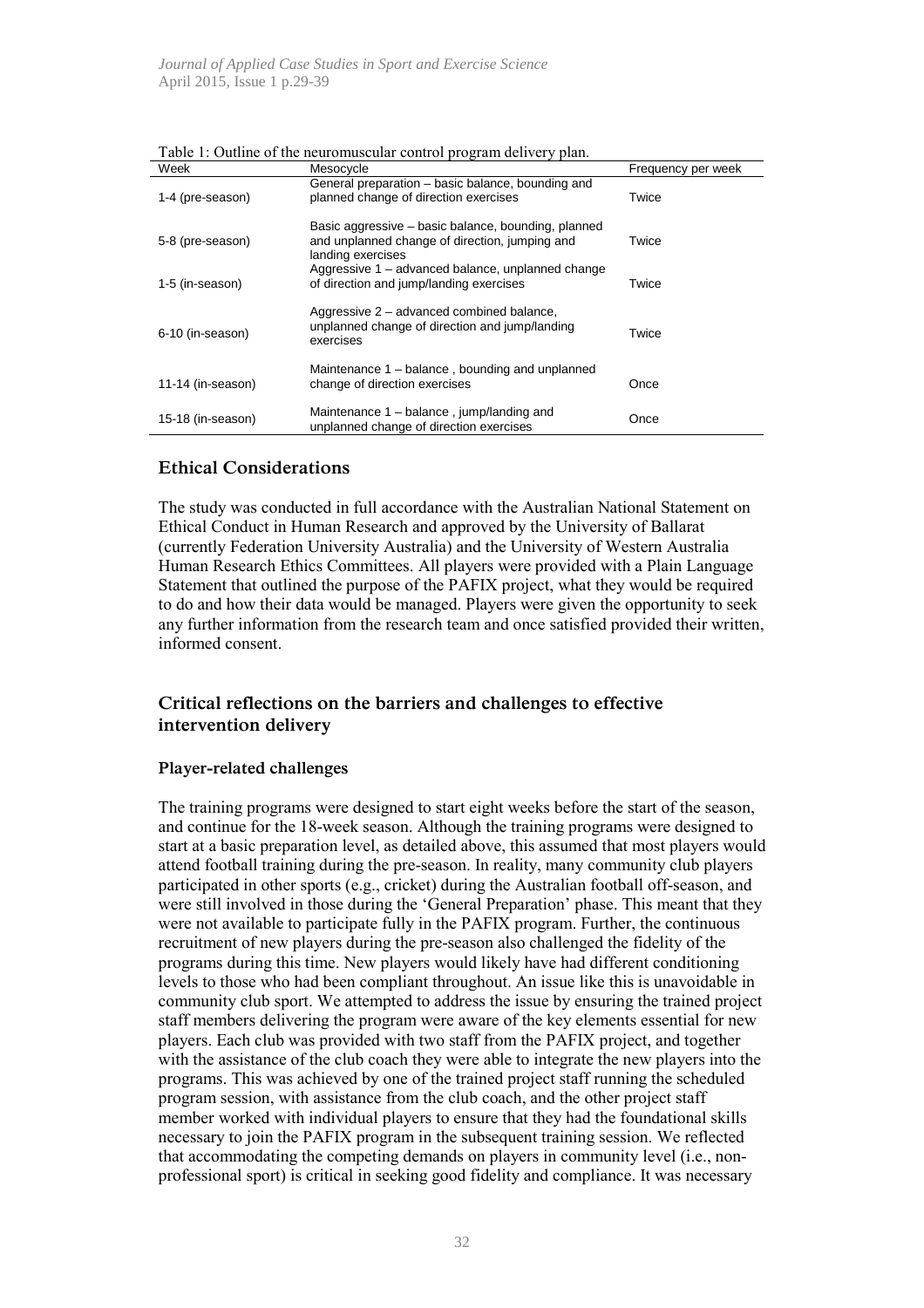Table 1: Outline of the neuromuscular control program delivery plan.

| Week | Mesocycle | Frequency per week |
| --- | --- | --- |
| 1-4 (pre-season) | General preparation – basic balance, bounding and planned change of direction exercises | Twice |
| 5-8 (pre-season) | Basic aggressive – basic balance, bounding, planned and unplanned change of direction, jumping and landing exercises | Twice |
| 1-5 (in-season) | Aggressive 1 – advanced balance, unplanned change of direction and jump/landing exercises | Twice |
| 6-10 (in-season) | Aggressive 2 – advanced combined balance, unplanned change of direction and jump/landing exercises | Twice |
| 11-14 (in-season) | Maintenance 1 – balance , bounding and unplanned change of direction exercises | Once |
| 15-18 (in-season) | Maintenance 1 – balance , jump/landing and unplanned change of direction exercises | Once |

## Ethical Considerations

The study was conducted in full accordance with the Australian National Statement on Ethical Conduct in Human Research and approved by the University of Ballarat (currently Federation University Australia) and the University of Western Australia Human Research Ethics Committees. All players were provided with a Plain Language Statement that outlined the purpose of the PAFIX project, what they would be required to do and how their data would be managed. Players were given the opportunity to seek any further information from the research team and once satisfied provided their written, informed consent.

## Critical reflections on the barriers and challenges to effective intervention delivery

### Player-related challenges

The training programs were designed to start eight weeks before the start of the season, and continue for the 18-week season. Although the training programs were designed to start at a basic preparation level, as detailed above, this assumed that most players would attend football training during the pre-season. In reality, many community club players participated in other sports (e.g., cricket) during the Australian football off-season, and were still involved in those during the 'General Preparation' phase. This meant that they were not available to participate fully in the PAFIX program. Further, the continuous recruitment of new players during the pre-season also challenged the fidelity of the programs during this time. New players would likely have had different conditioning levels to those who had been compliant throughout. An issue like this is unavoidable in community club sport. We attempted to address the issue by ensuring the trained project staff members delivering the program were aware of the key elements essential for new players. Each club was provided with two staff from the PAFIX project, and together with the assistance of the club coach they were able to integrate the new players into the programs. This was achieved by one of the trained project staff running the scheduled program session, with assistance from the club coach, and the other project staff member worked with individual players to ensure that they had the foundational skills necessary to join the PAFIX program in the subsequent training session. We reflected that accommodating the competing demands on players in community level (i.e., non-professional sport) is critical in seeking good fidelity and compliance. It was necessary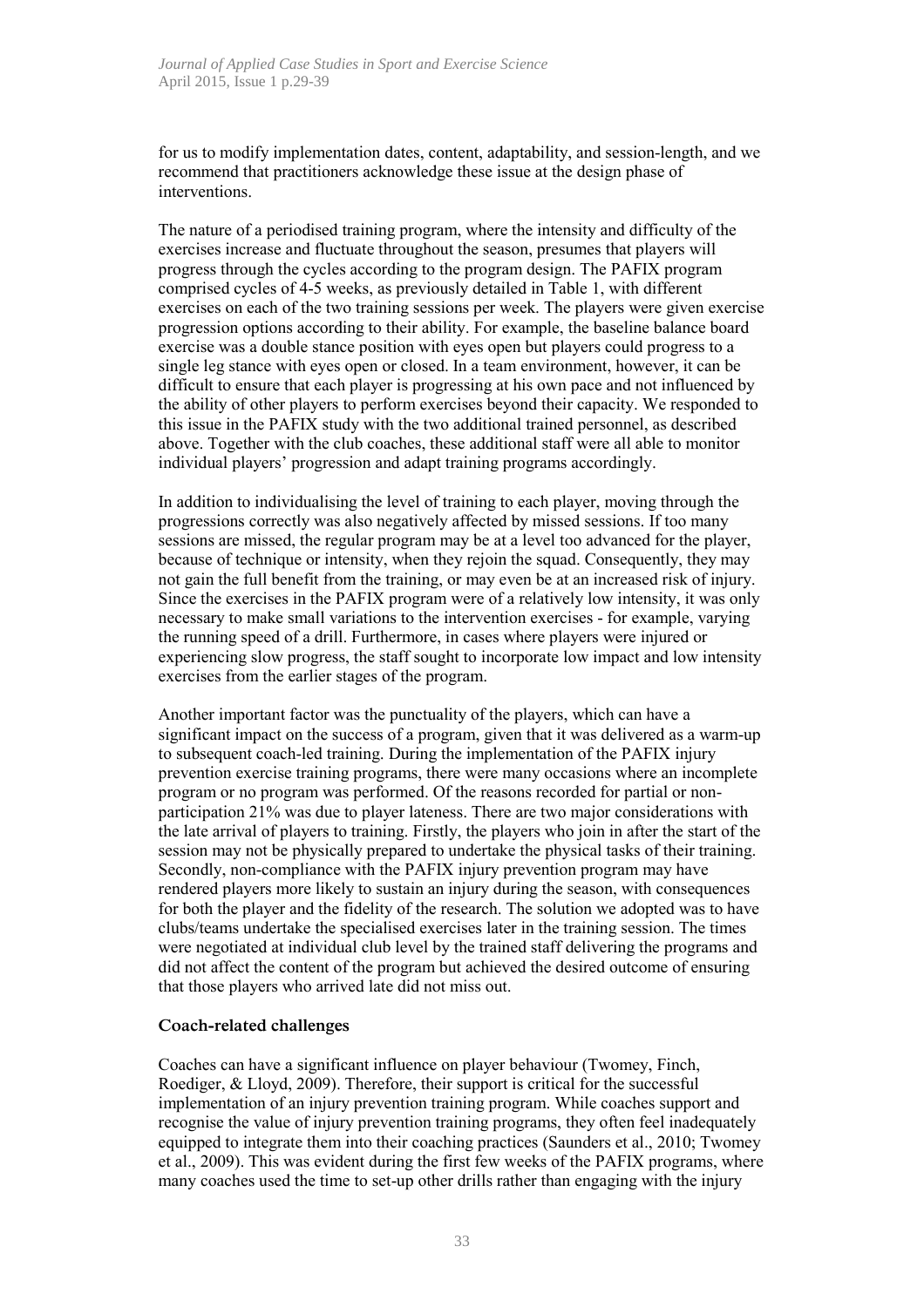for us to modify implementation dates, content, adaptability, and session-length, and we recommend that practitioners acknowledge these issue at the design phase of interventions.

The nature of a periodised training program, where the intensity and difficulty of the exercises increase and fluctuate throughout the season, presumes that players will progress through the cycles according to the program design. The PAFIX program comprised cycles of 4-5 weeks, as previously detailed in Table 1, with different exercises on each of the two training sessions per week. The players were given exercise progression options according to their ability. For example, the baseline balance board exercise was a double stance position with eyes open but players could progress to a single leg stance with eyes open or closed. In a team environment, however, it can be difficult to ensure that each player is progressing at his own pace and not influenced by the ability of other players to perform exercises beyond their capacity. We responded to this issue in the PAFIX study with the two additional trained personnel, as described above. Together with the club coaches, these additional staff were all able to monitor individual players' progression and adapt training programs accordingly.

In addition to individualising the level of training to each player, moving through the progressions correctly was also negatively affected by missed sessions. If too many sessions are missed, the regular program may be at a level too advanced for the player, because of technique or intensity, when they rejoin the squad. Consequently, they may not gain the full benefit from the training, or may even be at an increased risk of injury. Since the exercises in the PAFIX program were of a relatively low intensity, it was only necessary to make small variations to the intervention exercises - for example, varying the running speed of a drill. Furthermore, in cases where players were injured or experiencing slow progress, the staff sought to incorporate low impact and low intensity exercises from the earlier stages of the program.

Another important factor was the punctuality of the players, which can have a significant impact on the success of a program, given that it was delivered as a warm-up to subsequent coach-led training. During the implementation of the PAFIX injury prevention exercise training programs, there were many occasions where an incomplete program or no program was performed. Of the reasons recorded for partial or non-participation 21% was due to player lateness. There are two major considerations with the late arrival of players to training. Firstly, the players who join in after the start of the session may not be physically prepared to undertake the physical tasks of their training. Secondly, non-compliance with the PAFIX injury prevention program may have rendered players more likely to sustain an injury during the season, with consequences for both the player and the fidelity of the research. The solution we adopted was to have clubs/teams undertake the specialised exercises later in the training session. The times were negotiated at individual club level by the trained staff delivering the programs and did not affect the content of the program but achieved the desired outcome of ensuring that those players who arrived late did not miss out.

### Coach-related challenges

Coaches can have a significant influence on player behaviour (Twomey, Finch, Roediger, & Lloyd, 2009). Therefore, their support is critical for the successful implementation of an injury prevention training program. While coaches support and recognise the value of injury prevention training programs, they often feel inadequately equipped to integrate them into their coaching practices (Saunders et al., 2010; Twomey et al., 2009). This was evident during the first few weeks of the PAFIX programs, where many coaches used the time to set-up other drills rather than engaging with the injury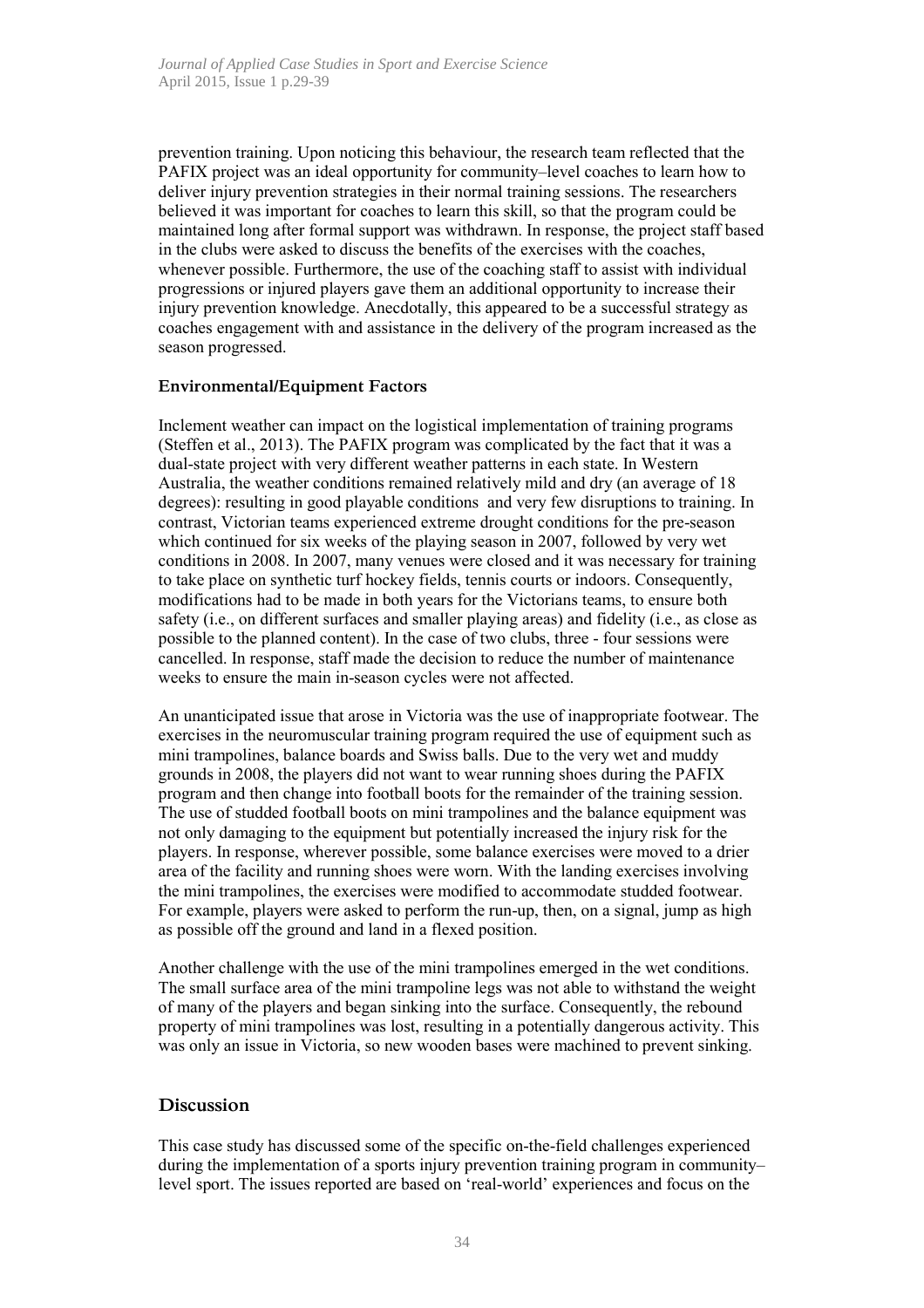prevention training. Upon noticing this behaviour, the research team reflected that the PAFIX project was an ideal opportunity for community–level coaches to learn how to deliver injury prevention strategies in their normal training sessions. The researchers believed it was important for coaches to learn this skill, so that the program could be maintained long after formal support was withdrawn. In response, the project staff based in the clubs were asked to discuss the benefits of the exercises with the coaches, whenever possible. Furthermore, the use of the coaching staff to assist with individual progressions or injured players gave them an additional opportunity to increase their injury prevention knowledge. Anecdotally, this appeared to be a successful strategy as coaches engagement with and assistance in the delivery of the program increased as the season progressed.

### Environmental/Equipment Factors

Inclement weather can impact on the logistical implementation of training programs (Steffen et al., 2013). The PAFIX program was complicated by the fact that it was a dual-state project with very different weather patterns in each state. In Western Australia, the weather conditions remained relatively mild and dry (an average of 18 degrees): resulting in good playable conditions and very few disruptions to training. In contrast, Victorian teams experienced extreme drought conditions for the pre-season which continued for six weeks of the playing season in 2007, followed by very wet conditions in 2008. In 2007, many venues were closed and it was necessary for training to take place on synthetic turf hockey fields, tennis courts or indoors. Consequently, modifications had to be made in both years for the Victorians teams, to ensure both safety (i.e., on different surfaces and smaller playing areas) and fidelity (i.e., as close as possible to the planned content). In the case of two clubs, three - four sessions were cancelled. In response, staff made the decision to reduce the number of maintenance weeks to ensure the main in-season cycles were not affected.

An unanticipated issue that arose in Victoria was the use of inappropriate footwear. The exercises in the neuromuscular training program required the use of equipment such as mini trampolines, balance boards and Swiss balls. Due to the very wet and muddy grounds in 2008, the players did not want to wear running shoes during the PAFIX program and then change into football boots for the remainder of the training session. The use of studded football boots on mini trampolines and the balance equipment was not only damaging to the equipment but potentially increased the injury risk for the players. In response, wherever possible, some balance exercises were moved to a drier area of the facility and running shoes were worn. With the landing exercises involving the mini trampolines, the exercises were modified to accommodate studded footwear. For example, players were asked to perform the run-up, then, on a signal, jump as high as possible off the ground and land in a flexed position.

Another challenge with the use of the mini trampolines emerged in the wet conditions. The small surface area of the mini trampoline legs was not able to withstand the weight of many of the players and began sinking into the surface. Consequently, the rebound property of mini trampolines was lost, resulting in a potentially dangerous activity. This was only an issue in Victoria, so new wooden bases were machined to prevent sinking.

## Discussion

This case study has discussed some of the specific on-the-field challenges experienced during the implementation of a sports injury prevention training program in community–level sport. The issues reported are based on 'real-world' experiences and focus on the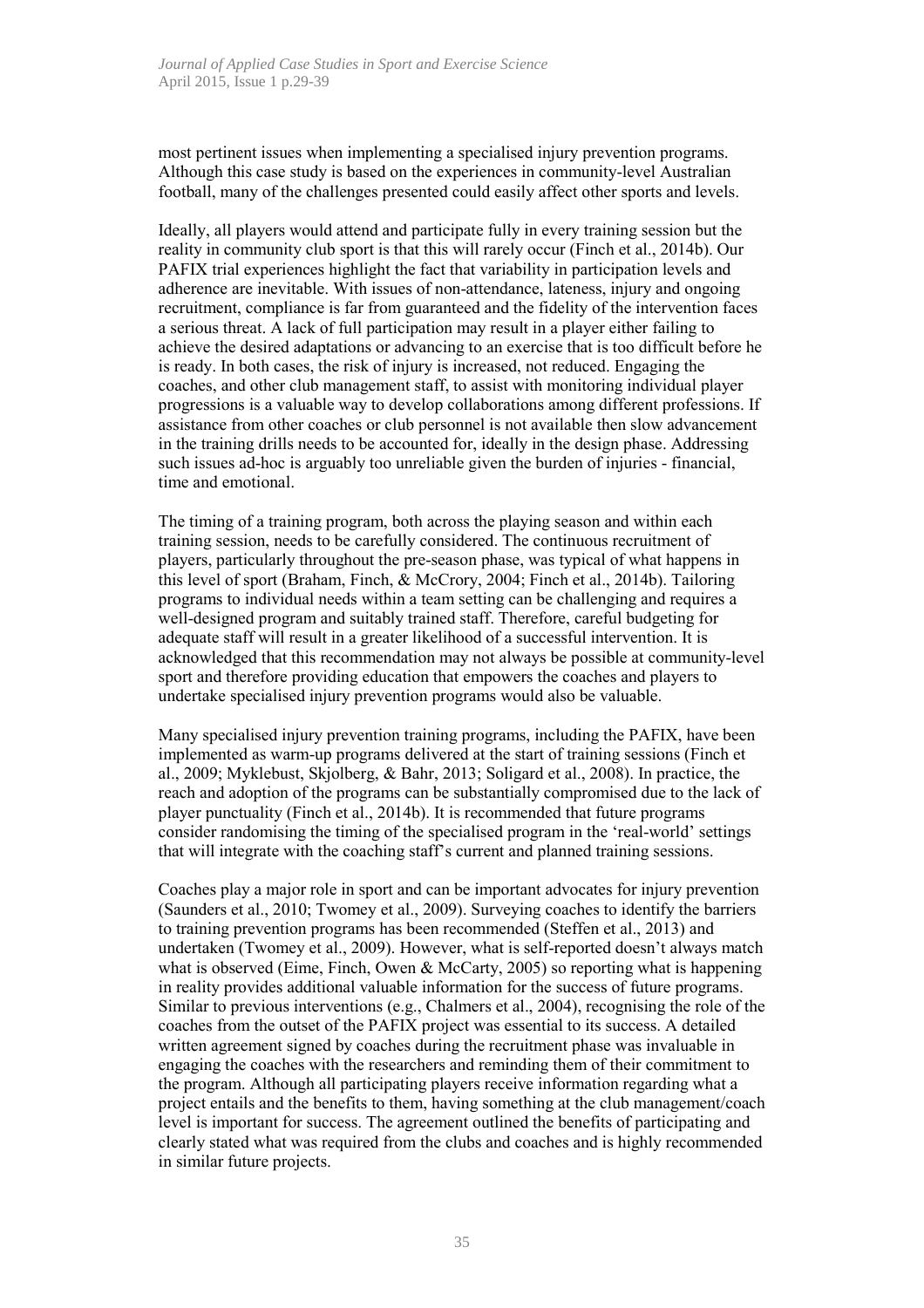most pertinent issues when implementing a specialised injury prevention programs. Although this case study is based on the experiences in community-level Australian football, many of the challenges presented could easily affect other sports and levels.

Ideally, all players would attend and participate fully in every training session but the reality in community club sport is that this will rarely occur (Finch et al., 2014b). Our PAFIX trial experiences highlight the fact that variability in participation levels and adherence are inevitable. With issues of non-attendance, lateness, injury and ongoing recruitment, compliance is far from guaranteed and the fidelity of the intervention faces a serious threat. A lack of full participation may result in a player either failing to achieve the desired adaptations or advancing to an exercise that is too difficult before he is ready. In both cases, the risk of injury is increased, not reduced. Engaging the coaches, and other club management staff, to assist with monitoring individual player progressions is a valuable way to develop collaborations among different professions. If assistance from other coaches or club personnel is not available then slow advancement in the training drills needs to be accounted for, ideally in the design phase. Addressing such issues ad-hoc is arguably too unreliable given the burden of injuries - financial, time and emotional.

The timing of a training program, both across the playing season and within each training session, needs to be carefully considered. The continuous recruitment of players, particularly throughout the pre-season phase, was typical of what happens in this level of sport (Braham, Finch, & McCrory, 2004; Finch et al., 2014b). Tailoring programs to individual needs within a team setting can be challenging and requires a well-designed program and suitably trained staff. Therefore, careful budgeting for adequate staff will result in a greater likelihood of a successful intervention. It is acknowledged that this recommendation may not always be possible at community-level sport and therefore providing education that empowers the coaches and players to undertake specialised injury prevention programs would also be valuable.

Many specialised injury prevention training programs, including the PAFIX, have been implemented as warm-up programs delivered at the start of training sessions (Finch et al., 2009; Myklebust, Skjolberg, & Bahr, 2013; Soligard et al., 2008). In practice, the reach and adoption of the programs can be substantially compromised due to the lack of player punctuality (Finch et al., 2014b). It is recommended that future programs consider randomising the timing of the specialised program in the 'real-world' settings that will integrate with the coaching staff's current and planned training sessions.

Coaches play a major role in sport and can be important advocates for injury prevention (Saunders et al., 2010; Twomey et al., 2009). Surveying coaches to identify the barriers to training prevention programs has been recommended (Steffen et al., 2013) and undertaken (Twomey et al., 2009). However, what is self-reported doesn't always match what is observed (Eime, Finch, Owen & McCarty, 2005) so reporting what is happening in reality provides additional valuable information for the success of future programs. Similar to previous interventions (e.g., Chalmers et al., 2004), recognising the role of the coaches from the outset of the PAFIX project was essential to its success. A detailed written agreement signed by coaches during the recruitment phase was invaluable in engaging the coaches with the researchers and reminding them of their commitment to the program. Although all participating players receive information regarding what a project entails and the benefits to them, having something at the club management/coach level is important for success. The agreement outlined the benefits of participating and clearly stated what was required from the clubs and coaches and is highly recommended in similar future projects.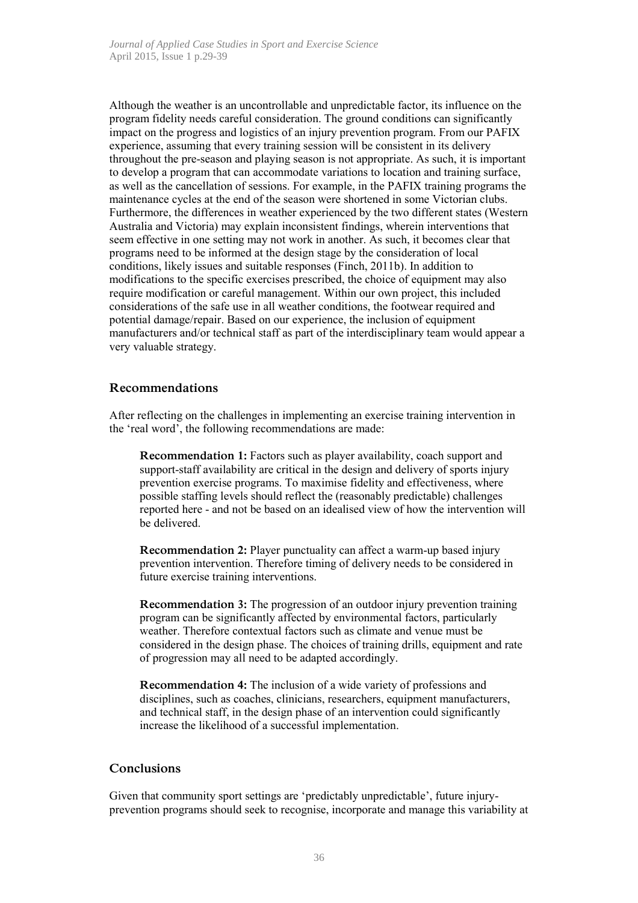Although the weather is an uncontrollable and unpredictable factor, its influence on the program fidelity needs careful consideration. The ground conditions can significantly impact on the progress and logistics of an injury prevention program. From our PAFIX experience, assuming that every training session will be consistent in its delivery throughout the pre-season and playing season is not appropriate. As such, it is important to develop a program that can accommodate variations to location and training surface, as well as the cancellation of sessions. For example, in the PAFIX training programs the maintenance cycles at the end of the season were shortened in some Victorian clubs. Furthermore, the differences in weather experienced by the two different states (Western Australia and Victoria) may explain inconsistent findings, wherein interventions that seem effective in one setting may not work in another. As such, it becomes clear that programs need to be informed at the design stage by the consideration of local conditions, likely issues and suitable responses (Finch, 2011b). In addition to modifications to the specific exercises prescribed, the choice of equipment may also require modification or careful management. Within our own project, this included considerations of the safe use in all weather conditions, the footwear required and potential damage/repair. Based on our experience, the inclusion of equipment manufacturers and/or technical staff as part of the interdisciplinary team would appear a very valuable strategy.

## Recommendations

After reflecting on the challenges in implementing an exercise training intervention in the 'real word', the following recommendations are made:

**Recommendation 1:** Factors such as player availability, coach support and support-staff availability are critical in the design and delivery of sports injury prevention exercise programs. To maximise fidelity and effectiveness, where possible staffing levels should reflect the (reasonably predictable) challenges reported here - and not be based on an idealised view of how the intervention will be delivered.

**Recommendation 2:** Player punctuality can affect a warm-up based injury prevention intervention. Therefore timing of delivery needs to be considered in future exercise training interventions.

**Recommendation 3:** The progression of an outdoor injury prevention training program can be significantly affected by environmental factors, particularly weather. Therefore contextual factors such as climate and venue must be considered in the design phase. The choices of training drills, equipment and rate of progression may all need to be adapted accordingly.

**Recommendation 4:** The inclusion of a wide variety of professions and disciplines, such as coaches, clinicians, researchers, equipment manufacturers, and technical staff, in the design phase of an intervention could significantly increase the likelihood of a successful implementation.

## Conclusions

Given that community sport settings are 'predictably unpredictable', future injury-prevention programs should seek to recognise, incorporate and manage this variability at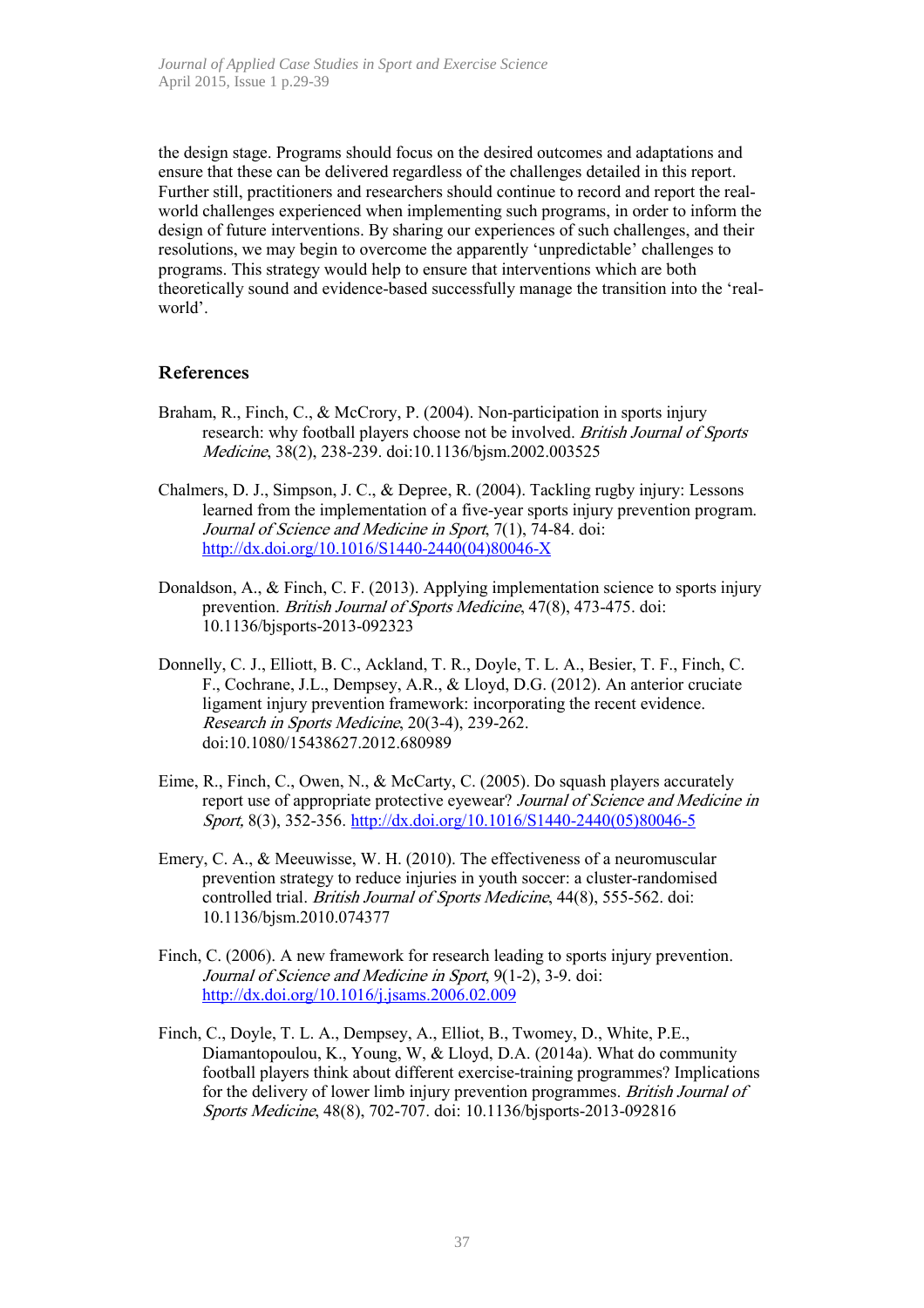the design stage. Programs should focus on the desired outcomes and adaptations and ensure that these can be delivered regardless of the challenges detailed in this report. Further still, practitioners and researchers should continue to record and report the real-world challenges experienced when implementing such programs, in order to inform the design of future interventions. By sharing our experiences of such challenges, and their resolutions, we may begin to overcome the apparently 'unpredictable' challenges to programs. This strategy would help to ensure that interventions which are both theoretically sound and evidence-based successfully manage the transition into the 'real-world'.

## References

Braham, R., Finch, C., & McCrory, P. (2004). Non-participation in sports injury research: why football players choose not be involved. *British Journal of Sports Medicine*, 38(2), 238-239. doi:10.1136/bjsm.2002.003525

Chalmers, D. J., Simpson, J. C., & Depree, R. (2004). Tackling rugby injury: Lessons learned from the implementation of a five-year sports injury prevention program. *Journal of Science and Medicine in Sport*, 7(1), 74-84. doi: http://dx.doi.org/10.1016/S1440-2440(04)80046-X

Donaldson, A., & Finch, C. F. (2013). Applying implementation science to sports injury prevention. *British Journal of Sports Medicine*, 47(8), 473-475. doi: 10.1136/bjsports-2013-092323

Donnelly, C. J., Elliott, B. C., Ackland, T. R., Doyle, T. L. A., Besier, T. F., Finch, C. F., Cochrane, J.L., Dempsey, A.R., & Lloyd, D.G. (2012). An anterior cruciate ligament injury prevention framework: incorporating the recent evidence. *Research in Sports Medicine*, 20(3-4), 239-262. doi:10.1080/15438627.2012.680989

Eime, R., Finch, C., Owen, N., & McCarty, C. (2005). Do squash players accurately report use of appropriate protective eyewear? *Journal of Science and Medicine in Sport,* 8(3), 352-356. http://dx.doi.org/10.1016/S1440-2440(05)80046-5

Emery, C. A., & Meeuwisse, W. H. (2010). The effectiveness of a neuromuscular prevention strategy to reduce injuries in youth soccer: a cluster-randomised controlled trial. *British Journal of Sports Medicine*, 44(8), 555-562. doi: 10.1136/bjsm.2010.074377

Finch, C. (2006). A new framework for research leading to sports injury prevention. *Journal of Science and Medicine in Sport*, 9(1-2), 3-9. doi: http://dx.doi.org/10.1016/j.jsams.2006.02.009

Finch, C., Doyle, T. L. A., Dempsey, A., Elliot, B., Twomey, D., White, P.E., Diamantopoulou, K., Young, W, & Lloyd, D.A. (2014a). What do community football players think about different exercise-training programmes? Implications for the delivery of lower limb injury prevention programmes. *British Journal of Sports Medicine*, 48(8), 702-707. doi: 10.1136/bjsports-2013-092816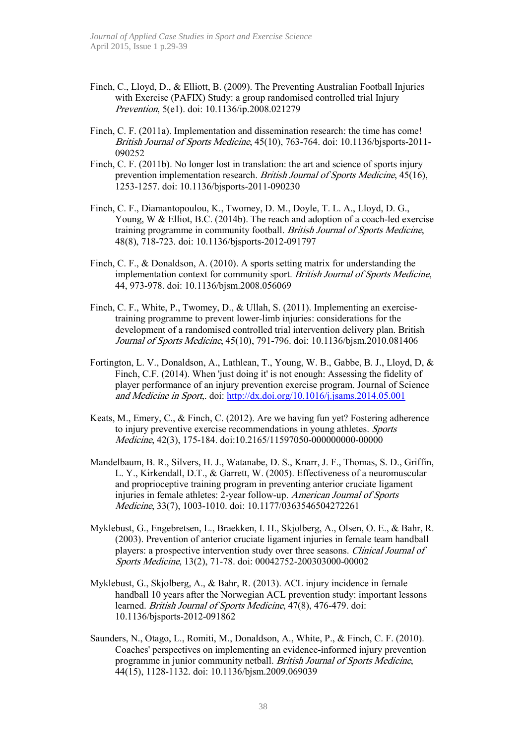Finch, C., Lloyd, D., & Elliott, B. (2009). The Preventing Australian Football Injuries with Exercise (PAFIX) Study: a group randomised controlled trial Injury *Prevention*, 5(e1). doi: 10.1136/ip.2008.021279

Finch, C. F. (2011a). Implementation and dissemination research: the time has come! *British Journal of Sports Medicine*, 45(10), 763-764. doi: 10.1136/bjsports-2011-090252

Finch, C. F. (2011b). No longer lost in translation: the art and science of sports injury prevention implementation research. *British Journal of Sports Medicine*, 45(16), 1253-1257. doi: 10.1136/bjsports-2011-090230

Finch, C. F., Diamantopoulou, K., Twomey, D. M., Doyle, T. L. A., Lloyd, D. G., Young, W & Elliot, B.C. (2014b). The reach and adoption of a coach-led exercise training programme in community football. *British Journal of Sports Medicine*, 48(8), 718-723. doi: 10.1136/bjsports-2012-091797

Finch, C. F., & Donaldson, A. (2010). A sports setting matrix for understanding the implementation context for community sport. *British Journal of Sports Medicine*, 44, 973-978. doi: 10.1136/bjsm.2008.056069

Finch, C. F., White, P., Twomey, D., & Ullah, S. (2011). Implementing an exercise-training programme to prevent lower-limb injuries: considerations for the development of a randomised controlled trial intervention delivery plan. British *Journal of Sports Medicine*, 45(10), 791-796. doi: 10.1136/bjsm.2010.081406

Fortington, L. V., Donaldson, A., Lathlean, T., Young, W. B., Gabbe, B. J., Lloyd, D, & Finch, C.F. (2014). When 'just doing it' is not enough: Assessing the fidelity of player performance of an injury prevention exercise program. Journal of Science *and Medicine in Sport*,. doi: http://dx.doi.org/10.1016/j.jsams.2014.05.001

Keats, M., Emery, C., & Finch, C. (2012). Are we having fun yet? Fostering adherence to injury preventive exercise recommendations in young athletes. *Sports Medicine*, 42(3), 175-184. doi:10.2165/11597050-000000000-00000

Mandelbaum, B. R., Silvers, H. J., Watanabe, D. S., Knarr, J. F., Thomas, S. D., Griffin, L. Y., Kirkendall, D.T., & Garrett, W. (2005). Effectiveness of a neuromuscular and proprioceptive training program in preventing anterior cruciate ligament injuries in female athletes: 2-year follow-up. *American Journal of Sports Medicine*, 33(7), 1003-1010. doi: 10.1177/0363546504272261

Myklebust, G., Engebretsen, L., Braekken, I. H., Skjolberg, A., Olsen, O. E., & Bahr, R. (2003). Prevention of anterior cruciate ligament injuries in female team handball players: a prospective intervention study over three seasons. *Clinical Journal of Sports Medicine*, 13(2), 71-78. doi: 00042752-200303000-00002

Myklebust, G., Skjolberg, A., & Bahr, R. (2013). ACL injury incidence in female handball 10 years after the Norwegian ACL prevention study: important lessons learned. *British Journal of Sports Medicine*, 47(8), 476-479. doi: 10.1136/bjsports-2012-091862

Saunders, N., Otago, L., Romiti, M., Donaldson, A., White, P., & Finch, C. F. (2010). Coaches' perspectives on implementing an evidence-informed injury prevention programme in junior community netball. *British Journal of Sports Medicine*, 44(15), 1128-1132. doi: 10.1136/bjsm.2009.069039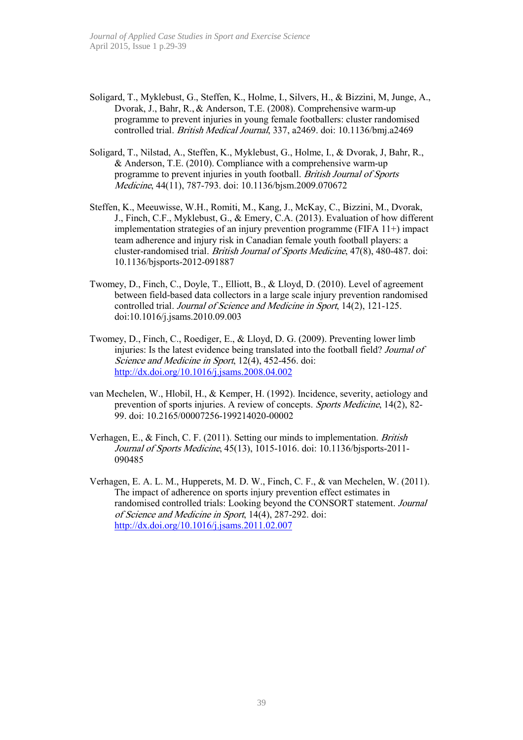Soligard, T., Myklebust, G., Steffen, K., Holme, I., Silvers, H., & Bizzini, M, Junge, A., Dvorak, J., Bahr, R., & Anderson, T.E. (2008). Comprehensive warm-up programme to prevent injuries in young female footballers: cluster randomised controlled trial. *British Medical Journal*, 337, a2469. doi: 10.1136/bmj.a2469

Soligard, T., Nilstad, A., Steffen, K., Myklebust, G., Holme, I., & Dvorak, J, Bahr, R., & Anderson, T.E. (2010). Compliance with a comprehensive warm-up programme to prevent injuries in youth football. *British Journal of Sports Medicine*, 44(11), 787-793. doi: 10.1136/bjsm.2009.070672

Steffen, K., Meeuwisse, W.H., Romiti, M., Kang, J., McKay, C., Bizzini, M., Dvorak, J., Finch, C.F., Myklebust, G., & Emery, C.A. (2013). Evaluation of how different implementation strategies of an injury prevention programme (FIFA 11+) impact team adherence and injury risk in Canadian female youth football players: a cluster-randomised trial. *British Journal of Sports Medicine*, 47(8), 480-487. doi: 10.1136/bjsports-2012-091887

Twomey, D., Finch, C., Doyle, T., Elliott, B., & Lloyd, D. (2010). Level of agreement between field-based data collectors in a large scale injury prevention randomised controlled trial. *Journal of Science and Medicine in Sport*, 14(2), 121-125. doi:10.1016/j.jsams.2010.09.003

Twomey, D., Finch, C., Roediger, E., & Lloyd, D. G. (2009). Preventing lower limb injuries: Is the latest evidence being translated into the football field? *Journal of Science and Medicine in Sport*, 12(4), 452-456. doi: http://dx.doi.org/10.1016/j.jsams.2008.04.002

van Mechelen, W., Hlobil, H., & Kemper, H. (1992). Incidence, severity, aetiology and prevention of sports injuries. A review of concepts. *Sports Medicine*, 14(2), 82-99. doi: 10.2165/00007256-199214020-00002

Verhagen, E., & Finch, C. F. (2011). Setting our minds to implementation. *British Journal of Sports Medicine*, 45(13), 1015-1016. doi: 10.1136/bjsports-2011-090485

Verhagen, E. A. L. M., Hupperets, M. D. W., Finch, C. F., & van Mechelen, W. (2011). The impact of adherence on sports injury prevention effect estimates in randomised controlled trials: Looking beyond the CONSORT statement. *Journal of Science and Medicine in Sport*, 14(4), 287-292. doi: http://dx.doi.org/10.1016/j.jsams.2011.02.007